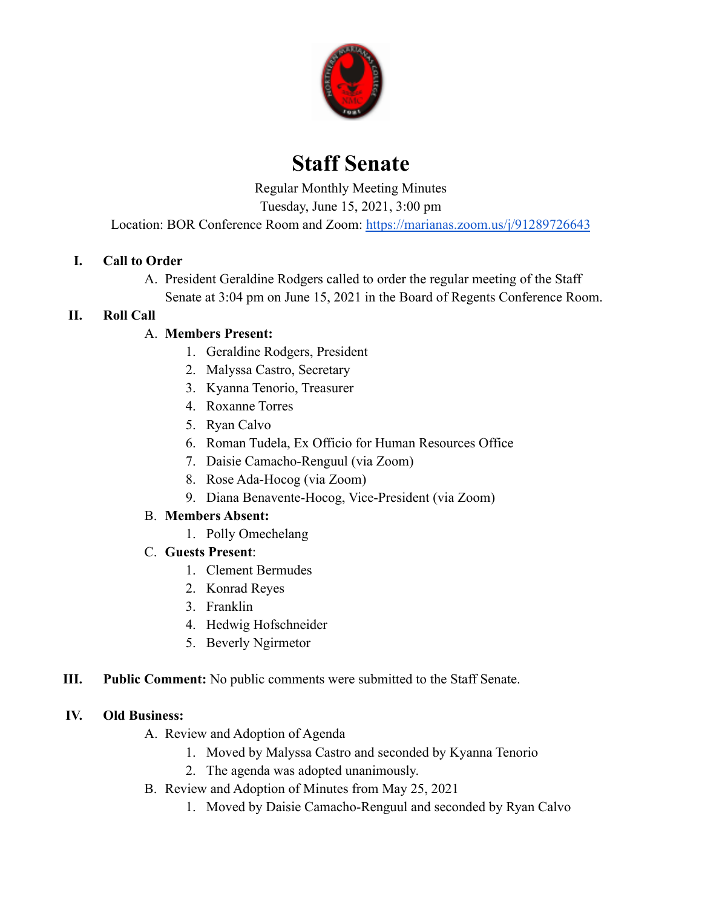# Staff Senate

Regular Monthly Meeting Minutes
Tuesday, June 15, 2021, 3:00 pm
Location: BOR Conference Room and Zoom: https://marianas.zoom.us/j/91289726643

## I. Call to Order

A. President Geraldine Rodgers called to order the regular meeting of the Staff Senate at 3:04 pm on June 15, 2021 in the Board of Regents Conference Room.

## II. Roll Call

A. **Members Present:**
1. Geraldine Rodgers, President
2. Malyssa Castro, Secretary
3. Kyanna Tenorio, Treasurer
4. Roxanne Torres
5. Ryan Calvo
6. Roman Tudela, Ex Officio for Human Resources Office
7. Daisie Camacho-Renguul (via Zoom)
8. Rose Ada-Hocog (via Zoom)
9. Diana Benavente-Hocog, Vice-President (via Zoom)

B. **Members Absent:**
1. Polly Omechelang

C. **Guests Present**:
1. Clement Bermudes
2. Konrad Reyes
3. Franklin
4. Hedwig Hofschneider
5. Beverly Ngirmetor

## III. Public Comment: No public comments were submitted to the Staff Senate.

## IV. Old Business:

A. Review and Adoption of Agenda
1. Moved by Malyssa Castro and seconded by Kyanna Tenorio
2. The agenda was adopted unanimously.

B. Review and Adoption of Minutes from May 25, 2021
1. Moved by Daisie Camacho-Renguul and seconded by Ryan Calvo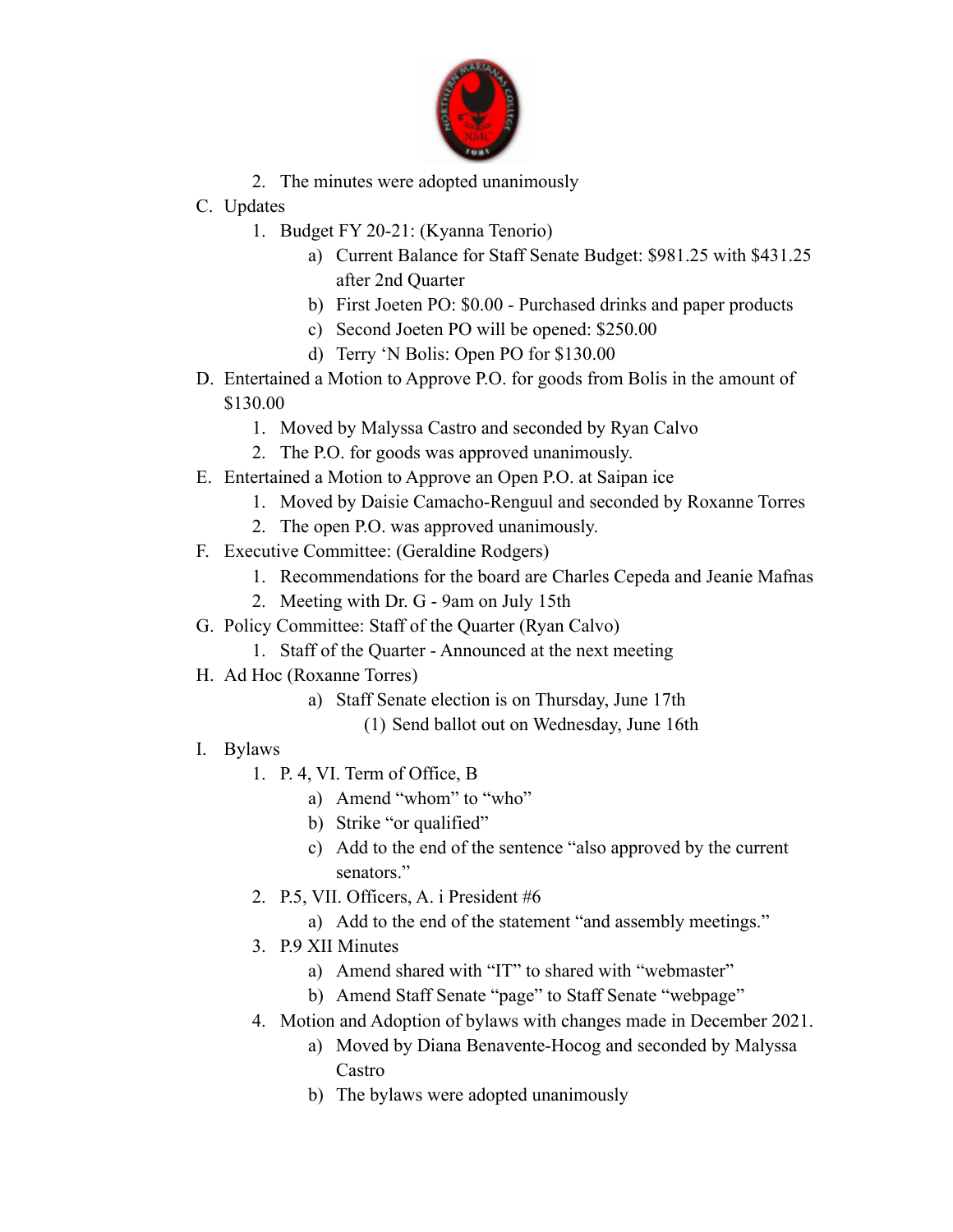2. The minutes were adopted unanimously

C. Updates
   1. Budget FY 20-21: (Kyanna Tenorio)
      a) Current Balance for Staff Senate Budget: $981.25 with $431.25 after 2nd Quarter
      b) First Joeten PO: $0.00 - Purchased drinks and paper products
      c) Second Joeten PO will be opened: $250.00
      d) Terry 'N Bolis: Open PO for $130.00

D. Entertained a Motion to Approve P.O. for goods from Bolis in the amount of $130.00
   1. Moved by Malyssa Castro and seconded by Ryan Calvo
   2. The P.O. for goods was approved unanimously.

E. Entertained a Motion to Approve an Open P.O. at Saipan ice
   1. Moved by Daisie Camacho-Renguul and seconded by Roxanne Torres
   2. The open P.O. was approved unanimously.

F. Executive Committee: (Geraldine Rodgers)
   1. Recommendations for the board are Charles Cepeda and Jeanie Mafnas
   2. Meeting with Dr. G - 9am on July 15th

G. Policy Committee: Staff of the Quarter (Ryan Calvo)
   1. Staff of the Quarter - Announced at the next meeting

H. Ad Hoc (Roxanne Torres)
      a) Staff Senate election is on Thursday, June 17th
         (1) Send ballot out on Wednesday, June 16th

I. Bylaws
   1. P. 4, VI. Term of Office, B
      a) Amend "whom" to "who"
      b) Strike "or qualified"
      c) Add to the end of the sentence "also approved by the current senators."
   2. P.5, VII. Officers, A. i President #6
      a) Add to the end of the statement "and assembly meetings."
   3. P.9 XII Minutes
      a) Amend shared with "IT" to shared with "webmaster"
      b) Amend Staff Senate "page" to Staff Senate "webpage"
   4. Motion and Adoption of bylaws with changes made in December 2021.
      a) Moved by Diana Benavente-Hocog and seconded by Malyssa Castro
      b) The bylaws were adopted unanimously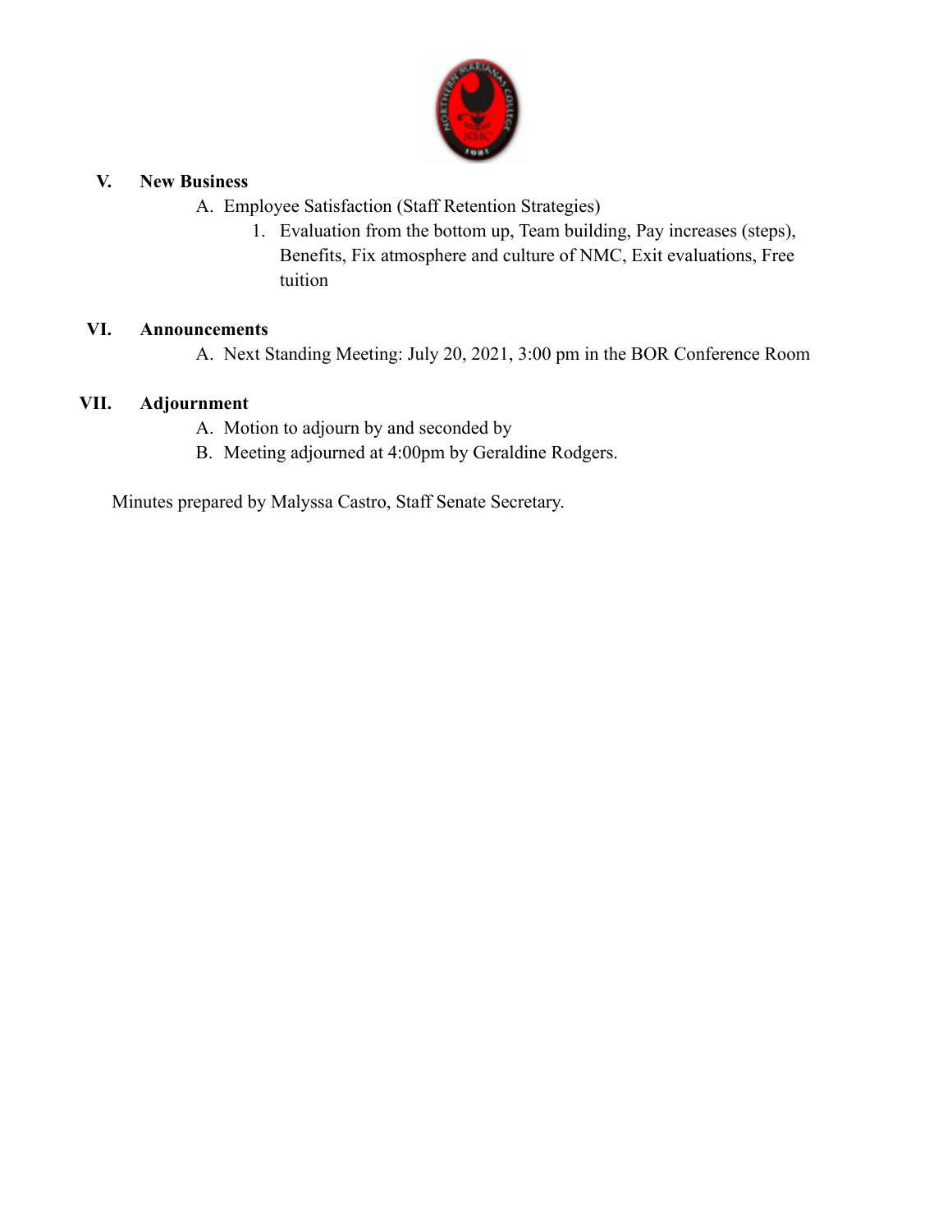## V. New Business

A. Employee Satisfaction (Staff Retention Strategies)

1. Evaluation from the bottom up, Team building, Pay increases (steps), Benefits, Fix atmosphere and culture of NMC, Exit evaluations, Free tuition

## VI. Announcements

A. Next Standing Meeting: July 20, 2021, 3:00 pm in the BOR Conference Room

## VII. Adjournment

A. Motion to adjourn by and seconded by
B. Meeting adjourned at 4:00pm by Geraldine Rodgers.

Minutes prepared by Malyssa Castro, Staff Senate Secretary.